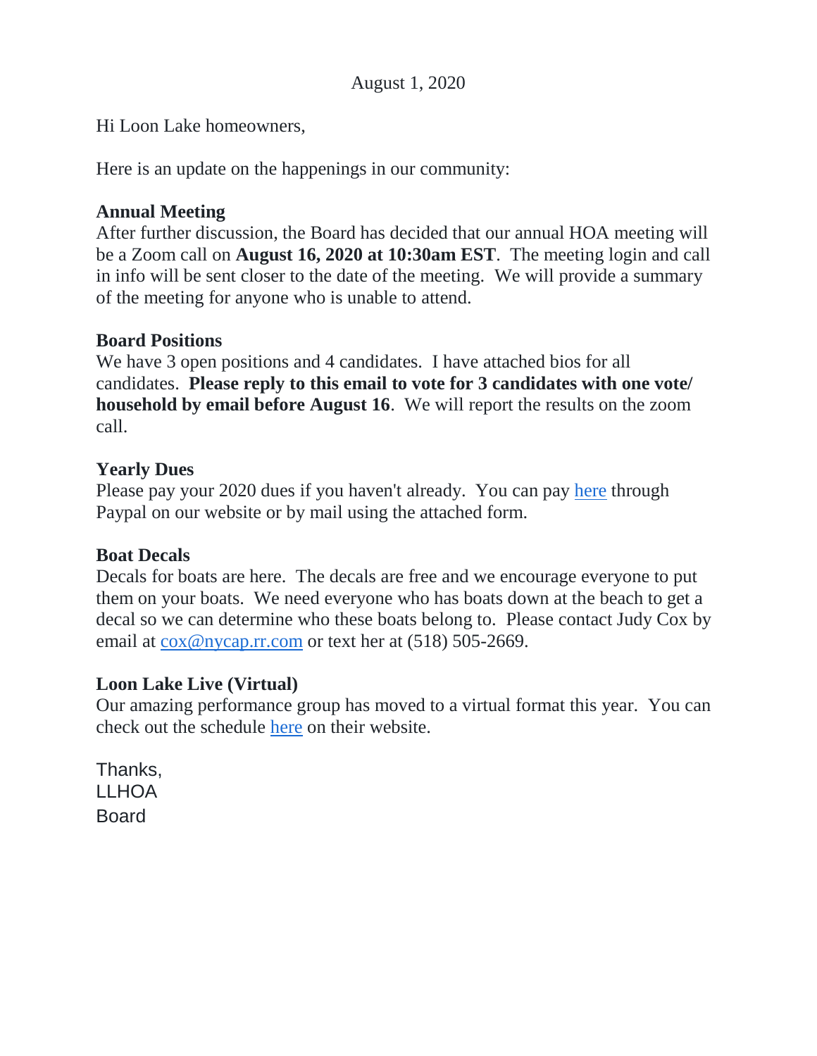August 1, 2020

Hi Loon Lake homeowners,

Here is an update on the happenings in our community:

**Annual Meeting**
After further discussion, the Board has decided that our annual HOA meeting will be a Zoom call on **August 16, 2020 at 10:30am EST**. The meeting login and call in info will be sent closer to the date of the meeting. We will provide a summary of the meeting for anyone who is unable to attend.

**Board Positions**
We have 3 open positions and 4 candidates. I have attached bios for all candidates. **Please reply to this email to vote for 3 candidates with one vote/ household by email before August 16**. We will report the results on the zoom call.

**Yearly Dues**
Please pay your 2020 dues if you haven't already. You can pay here through Paypal on our website or by mail using the attached form.

**Boat Decals**
Decals for boats are here. The decals are free and we encourage everyone to put them on your boats. We need everyone who has boats down at the beach to get a decal so we can determine who these boats belong to. Please contact Judy Cox by email at cox@nycap.rr.com or text her at (518) 505-2669.

**Loon Lake Live (Virtual)**
Our amazing performance group has moved to a virtual format this year. You can check out the schedule here on their website.

Thanks,
LLHOA
Board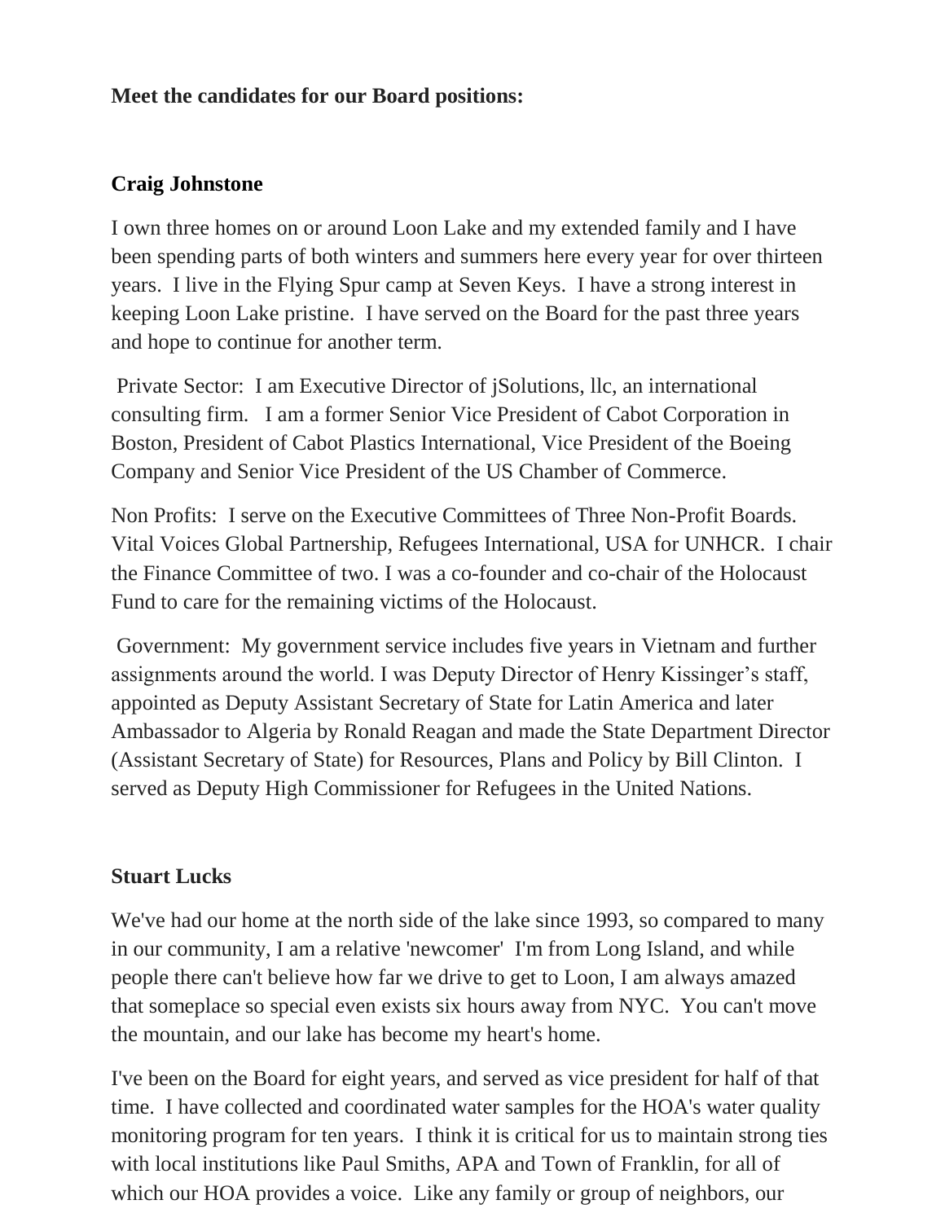**Meet the candidates for our Board positions:**

**Craig Johnstone**

I own three homes on or around Loon Lake and my extended family and I have been spending parts of both winters and summers here every year for over thirteen years. I live in the Flying Spur camp at Seven Keys. I have a strong interest in keeping Loon Lake pristine. I have served on the Board for the past three years and hope to continue for another term.

Private Sector: I am Executive Director of jSolutions, llc, an international consulting firm. I am a former Senior Vice President of Cabot Corporation in Boston, President of Cabot Plastics International, Vice President of the Boeing Company and Senior Vice President of the US Chamber of Commerce.

Non Profits: I serve on the Executive Committees of Three Non-Profit Boards. Vital Voices Global Partnership, Refugees International, USA for UNHCR. I chair the Finance Committee of two. I was a co-founder and co-chair of the Holocaust Fund to care for the remaining victims of the Holocaust.

Government: My government service includes five years in Vietnam and further assignments around the world. I was Deputy Director of Henry Kissinger's staff, appointed as Deputy Assistant Secretary of State for Latin America and later Ambassador to Algeria by Ronald Reagan and made the State Department Director (Assistant Secretary of State) for Resources, Plans and Policy by Bill Clinton. I served as Deputy High Commissioner for Refugees in the United Nations.

**Stuart Lucks**

We've had our home at the north side of the lake since 1993, so compared to many in our community, I am a relative 'newcomer' I'm from Long Island, and while people there can't believe how far we drive to get to Loon, I am always amazed that someplace so special even exists six hours away from NYC. You can't move the mountain, and our lake has become my heart's home.

I've been on the Board for eight years, and served as vice president for half of that time. I have collected and coordinated water samples for the HOA's water quality monitoring program for ten years. I think it is critical for us to maintain strong ties with local institutions like Paul Smiths, APA and Town of Franklin, for all of which our HOA provides a voice. Like any family or group of neighbors, our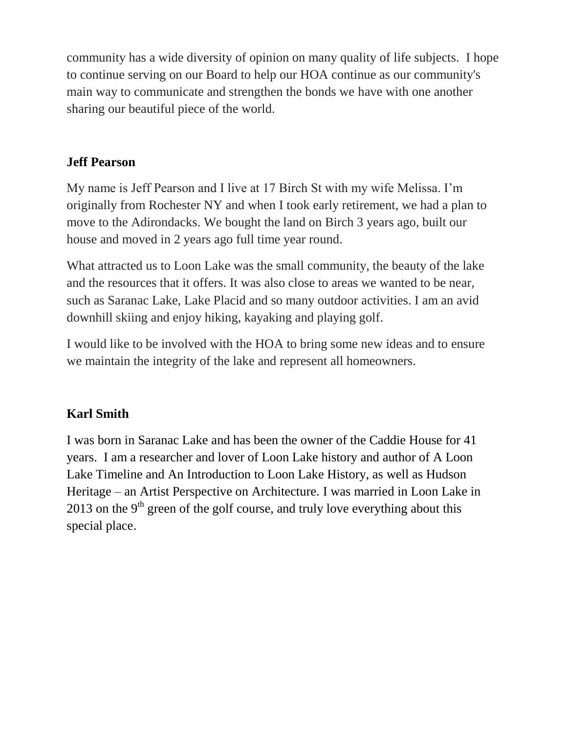community has a wide diversity of opinion on many quality of life subjects. I hope to continue serving on our Board to help our HOA continue as our community's main way to communicate and strengthen the bonds we have with one another sharing our beautiful piece of the world.

**Jeff Pearson**

My name is Jeff Pearson and I live at 17 Birch St with my wife Melissa. I'm originally from Rochester NY and when I took early retirement, we had a plan to move to the Adirondacks. We bought the land on Birch 3 years ago, built our house and moved in 2 years ago full time year round.

What attracted us to Loon Lake was the small community, the beauty of the lake and the resources that it offers. It was also close to areas we wanted to be near, such as Saranac Lake, Lake Placid and so many outdoor activities. I am an avid downhill skiing and enjoy hiking, kayaking and playing golf.

I would like to be involved with the HOA to bring some new ideas and to ensure we maintain the integrity of the lake and represent all homeowners.

**Karl Smith**

I was born in Saranac Lake and has been the owner of the Caddie House for 41 years. I am a researcher and lover of Loon Lake history and author of A Loon Lake Timeline and An Introduction to Loon Lake History, as well as Hudson Heritage – an Artist Perspective on Architecture. I was married in Loon Lake in 2013 on the 9th green of the golf course, and truly love everything about this special place.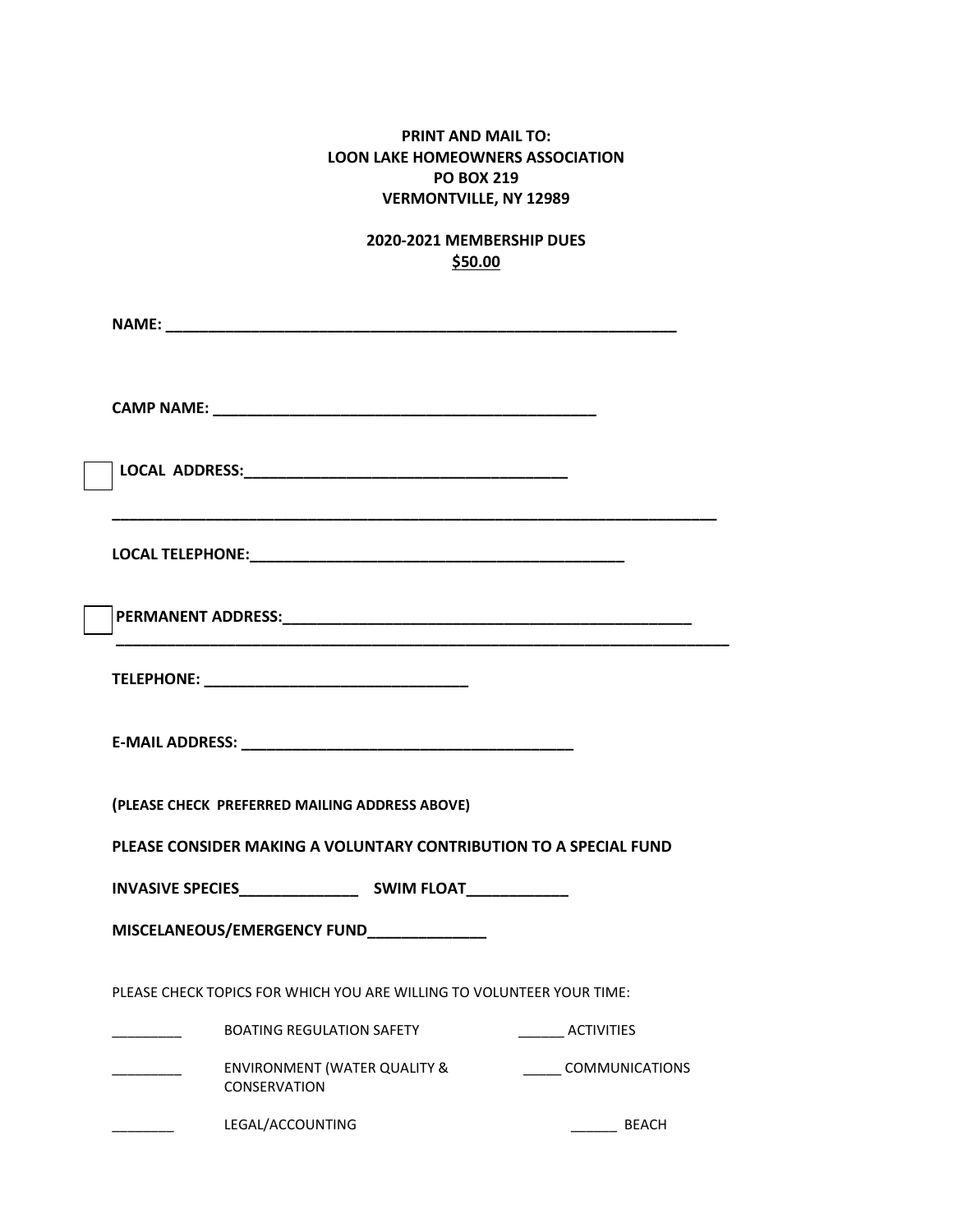**PRINT AND MAIL TO:**
**LOON LAKE HOMEOWNERS ASSOCIATION**
**PO BOX 219**
**VERMONTVILLE, NY 12989**

**2020-2021 MEMBERSHIP DUES**
**<u>$50.00</u>**

**NAME: ____________________________________________________________**

**CAMP NAME: _____________________________________________**

☐ **LOCAL ADDRESS:______________________________________**

**________________________________________________________________________**

**LOCAL TELEPHONE:____________________________________________**

☐ **PERMANENT ADDRESS:________________________________________________**

**________________________________________________________________________**

**TELEPHONE: ______________________________**

**E-MAIL ADDRESS: _____________________________________**

**(PLEASE CHECK PREFERRED MAILING ADDRESS ABOVE)**

**PLEASE CONSIDER MAKING A VOLUNTARY CONTRIBUTION TO A SPECIAL FUND**

**INVASIVE SPECIES______________ SWIM FLOAT____________**

**MISCELANEOUS/EMERGENCY FUND______________**

PLEASE CHECK TOPICS FOR WHICH YOU ARE WILLING TO VOLUNTEER YOUR TIME:

_________ BOATING REGULATION SAFETY ______ ACTIVITIES

_________ ENVIRONMENT (WATER QUALITY & CONSERVATION _____ COMMUNICATIONS

________ LEGAL/ACCOUNTING ______ BEACH